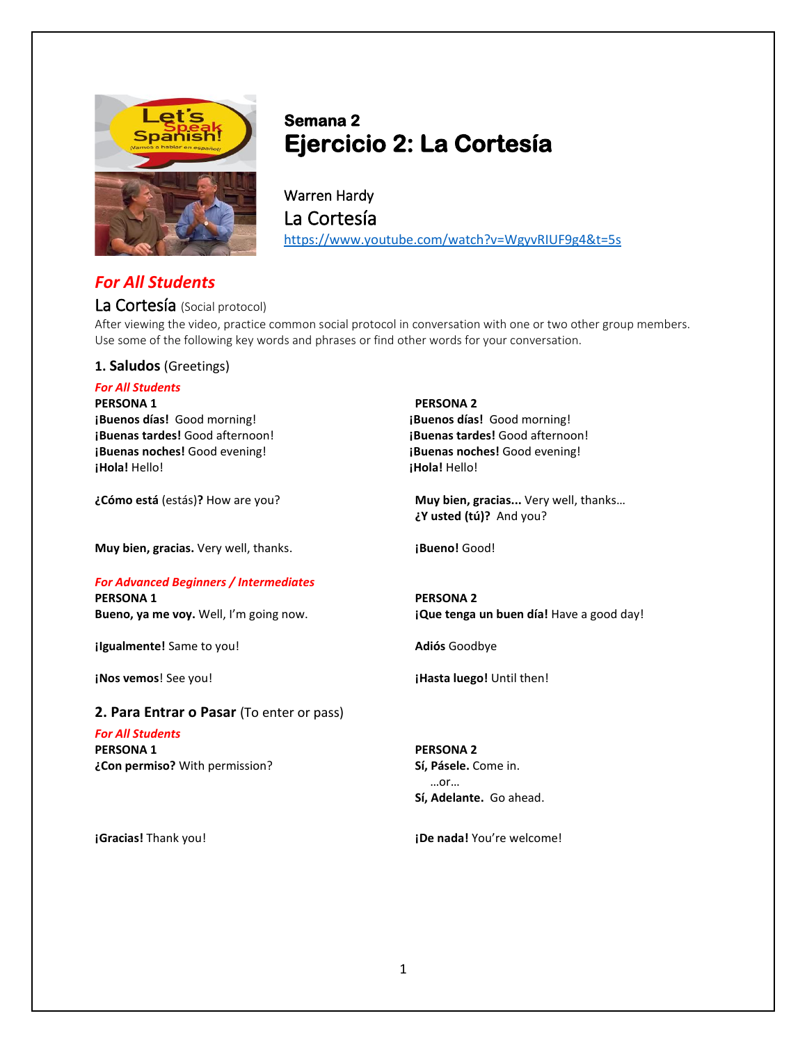## Semana 2

# Ejercicio 2: La Cortesía

Warren Hardy

La Cortesía

https://www.youtube.com/watch?v=WgyvRIUF9g4&t=5s

## *For All Students*

### La Cortesía (Social protocol)

After viewing the video, practice common social protocol in conversation with one or two other group members. Use some of the following key words and phrases or find other words for your conversation.

### 1. Saludos (Greetings)

***For All Students***

| PERSONA 1 | PERSONA 2 |
|---|---|
| **¡Buenos días!** Good morning!<br>**¡Buenas tardes!** Good afternoon!<br>**¡Buenas noches!** Good evening!<br>**¡Hola!** Hello! | **¡Buenos días!** Good morning!<br>**¡Buenas tardes!** Good afternoon!<br>**¡Buenas noches!** Good evening!<br>**¡Hola!** Hello! |
| **¿Cómo está** (estás)**?** How are you? | **Muy bien, gracias...** Very well, thanks…<br>**¿Y usted (tú)?** And you? |
| **Muy bien, gracias.** Very well, thanks. | **¡Bueno!** Good! |

***For Advanced Beginners / Intermediates***

| PERSONA 1 | PERSONA 2 |
|---|---|
| **Bueno, ya me voy.** Well, I'm going now. | **¡Que tenga un buen día!** Have a good day! |
| **¡Igualmente!** Same to you! | **Adiós** Goodbye |
| **¡Nos vemos**! See you! | **¡Hasta luego!** Until then! |

### 2. Para Entrar o Pasar (To enter or pass)

***For All Students***

| PERSONA 1 | PERSONA 2 |
|---|---|
| **¿Con permiso?** With permission? | **Sí, Pásele.** Come in.<br>…or…<br>**Sí, Adelante.** Go ahead. |
| **¡Gracias!** Thank you! | **¡De nada!** You're welcome! |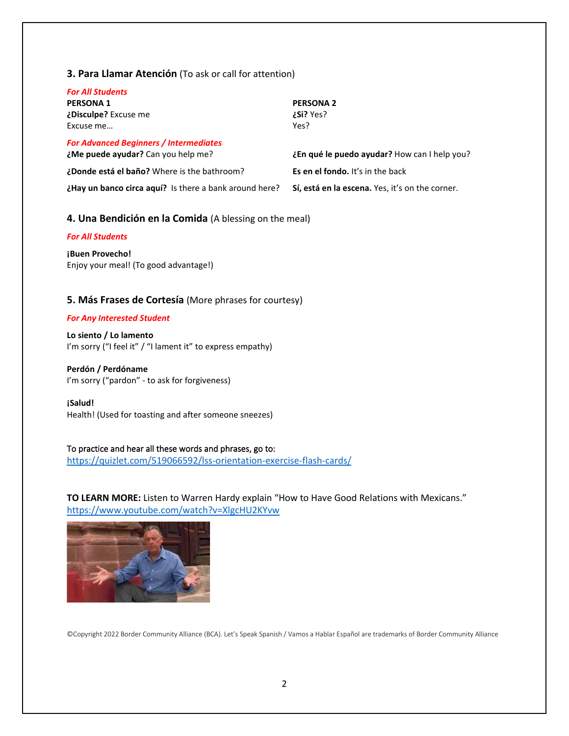### 3. **Para Llamar Atención** (To ask or call for attention)

***For All Students***

| PERSONA 1 | PERSONA 2 |
| --- | --- |
| **¿Disculpe?** Excuse me<br>Excuse me… | **¿Si?** Yes?<br>Yes? |

***For Advanced Beginners / Intermediates***

| | |
| --- | --- |
| **¿Me puede ayudar?** Can you help me? | **¿En qué le puedo ayudar?** How can I help you? |
| **¿Donde está el baño?** Where is the bathroom? | **Es en el fondo.** It's in the back |
| **¿Hay un banco circa aquí?** Is there a bank around here? | **Sí, está en la escena.** Yes, it's on the corner. |

### 4. **Una Bendición en la Comida** (A blessing on the meal)

***For All Students***

**¡Buen Provecho!**
Enjoy your meal! (To good advantage!)

### 5. **Más Frases de Cortesía** (More phrases for courtesy)

***For Any Interested Student***

**Lo siento / Lo lamento**
I'm sorry ("I feel it" / "I lament it" to express empathy)

**Perdón / Perdóname**
I'm sorry ("pardon" - to ask for forgiveness)

**¡Salud!**
Health! (Used for toasting and after someone sneezes)

To practice and hear all these words and phrases, go to:
https://quizlet.com/519066592/lss-orientation-exercise-flash-cards/

**TO LEARN MORE:** Listen to Warren Hardy explain "How to Have Good Relations with Mexicans."
https://www.youtube.com/watch?v=XlgcHU2KYvw

©Copyright 2022 Border Community Alliance (BCA). Let's Speak Spanish / Vamos a Hablar Español are trademarks of Border Community Alliance